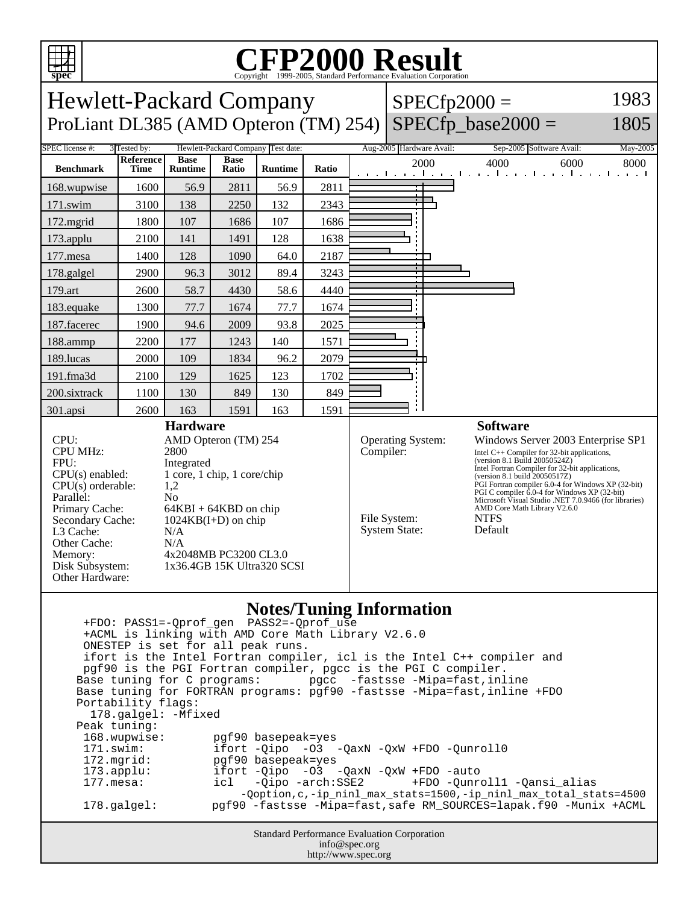# CFP2000 Result

Copyright 1999-2005, Standard Performance Evaluation Corporation

## Hewlett-Packard Company

ProLiant DL385 (AMD Opteron (TM) 254)

SPECfp2000 = 1983

SPECfp_base2000 = 1805

| SPEC license #: | 3 | Tested by: | Hewlett-Packard Company | Test date: | Aug-2005 | Hardware Avail: | Sep-2005 | Software Avail: | May-2005 |
|---|---|---|---|---|---|---|---|---|---|

| Benchmark | Reference Time | Base Runtime | Base Ratio | Runtime | Ratio |
|---|---|---|---|---|---|
| 168.wupwise | 1600 | 56.9 | 2811 | 56.9 | 2811 |
| 171.swim | 3100 | 138 | 2250 | 132 | 2343 |
| 172.mgrid | 1800 | 107 | 1686 | 107 | 1686 |
| 173.applu | 2100 | 141 | 1491 | 128 | 1638 |
| 177.mesa | 1400 | 128 | 1090 | 64.0 | 2187 |
| 178.galgel | 2900 | 96.3 | 3012 | 89.4 | 3243 |
| 179.art | 2600 | 58.7 | 4430 | 58.6 | 4440 |
| 183.equake | 1300 | 77.7 | 1674 | 77.7 | 1674 |
| 187.facerec | 1900 | 94.6 | 2009 | 93.8 | 2025 |
| 188.ammp | 2200 | 177 | 1243 | 140 | 1571 |
| 189.lucas | 2000 | 109 | 1834 | 96.2 | 2079 |
| 191.fma3d | 2100 | 129 | 1625 | 123 | 1702 |
| 200.sixtrack | 1100 | 130 | 849 | 130 | 849 |
| 301.apsi | 2600 | 163 | 1591 | 163 | 1591 |

### Hardware

| | |
|---|---|
| CPU: | AMD Opteron (TM) 254 |
| CPU MHz: | 2800 |
| FPU: | Integrated |
| CPU(s) enabled: | 1 core, 1 chip, 1 core/chip |
| CPU(s) orderable: | 1,2 |
| Parallel: | No |
| Primary Cache: | 64KBI + 64KBD on chip |
| Secondary Cache: | 1024KB(I+D) on chip |
| L3 Cache: | N/A |
| Other Cache: | N/A |
| Memory: | 4x2048MB PC3200 CL3.0 |
| Disk Subsystem: | 1x36.4GB 15K Ultra320 SCSI |
| Other Hardware: | |

### Software

| | |
|---|---|
| Operating System: | Windows Server 2003 Enterprise SP1 |
| Compiler: | Intel C++ Compiler for 32-bit applications, (version 8.1 Build 20050524Z) Intel Fortran Compiler for 32-bit applications, (version 8.1 build 20050517Z) PGI Fortran compiler 6.0-4 for Windows XP (32-bit) PGI C compiler 6.0-4 for Windows XP (32-bit) Microsoft Visual Studio .NET 7.0.9466 (for libraries) AMD Core Math Library V2.6.0 |
| File System: | NTFS |
| System State: | Default |

### Notes/Tuning Information

```
 +FDO: PASS1=-Qprof_gen  PASS2=-Qprof_use
 +ACML is linking with AMD Core Math Library V2.6.0
 ONESTEP is set for all peak runs.
 ifort is the Intel Fortran compiler, icl is the Intel C++ compiler and
 pgf90 is the PGI Fortran compiler, pgcc is the PGI C compiler.
Base tuning for C programs:       pgcc  -fastsse -Mipa=fast,inline
Base tuning for FORTRAN programs: pgf90 -fastsse -Mipa=fast,inline +FDO
Portability flags:
  178.galgel: -Mfixed
Peak tuning:
 168.wupwise:       pgf90 basepeak=yes
 171.swim:          ifort -Qipo  -O3  -QaxN -QxW +FDO -Qunroll0
 172.mgrid:         pgf90 basepeak=yes
 173.applu:         ifort -Qipo  -O3  -QaxN -QxW +FDO -auto
 177.mesa:          icl   -Qipo -arch:SSE2       +FDO -Qunroll1 -Qansi_alias
                         -Qoption,c,-ip_ninl_max_stats=1500,-ip_ninl_max_total_stats=4500
 178.galgel:        pgf90 -fastsse -Mipa=fast,safe RM_SOURCES=lapak.f90 -Munix +ACML
```

Standard Performance Evaluation Corporation
info@spec.org
http://www.spec.org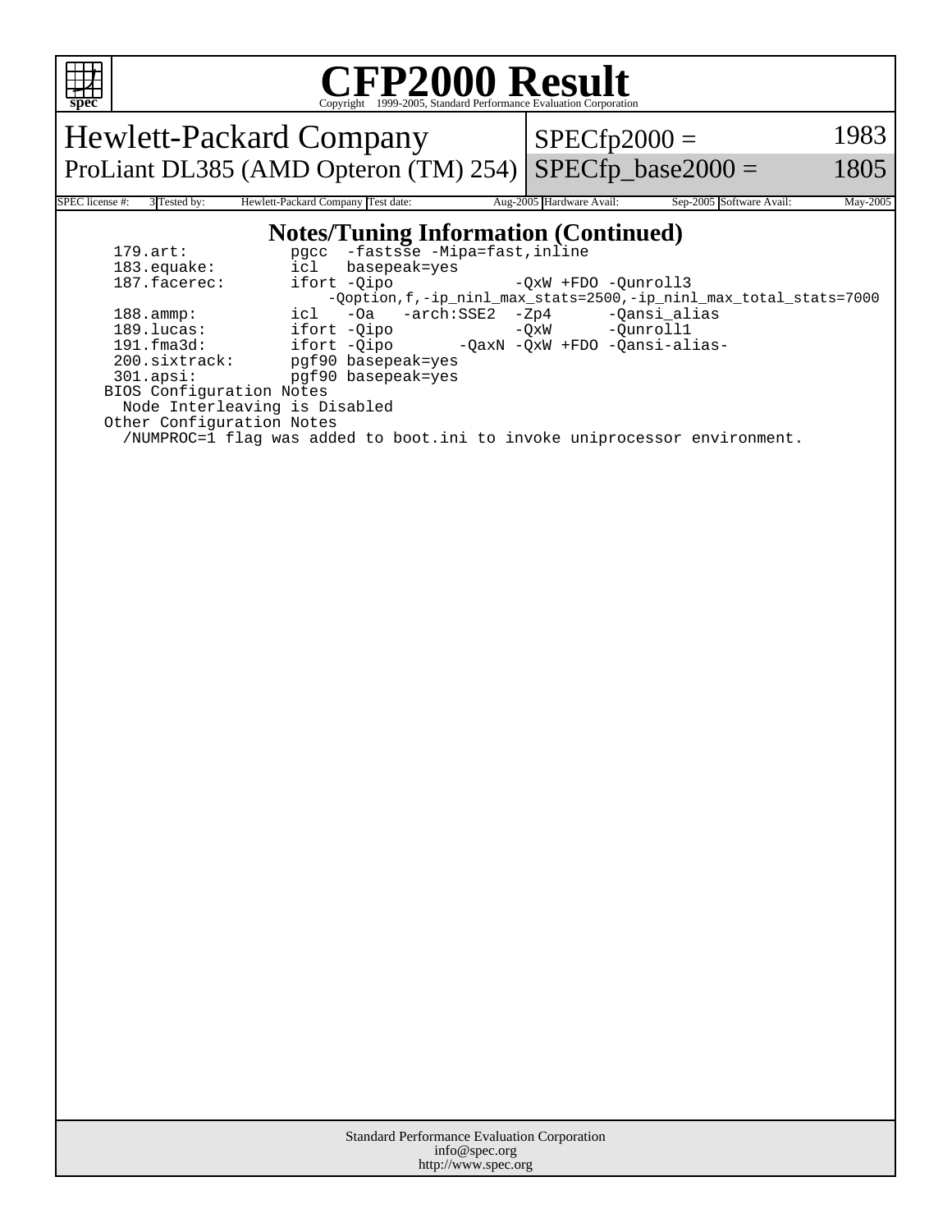# CFP2000 Result

Copyright 1999-2005, Standard Performance Evaluation Corporation

| Hewlett-Packard Company | SPECfp2000 = | 1983 |
| --- | --- | --- |
| ProLiant DL385 (AMD Opteron (TM) 254) | SPECfp_base2000 = | 1805 |

| SPEC license #: | 3 | Tested by: | Hewlett-Packard Company | Test date: | Aug-2005 | Hardware Avail: | Sep-2005 | Software Avail: | May-2005 |
| --- | --- | --- | --- | --- | --- | --- | --- | --- | --- |

## Notes/Tuning Information (Continued)

```
179.art:          pgcc  -fastsse -Mipa=fast,inline
183.equake:       icl   basepeak=yes
187.facerec:      ifort -Qipo              -QxW +FDO -Qunroll3
                      -Qoption,f,-ip_ninl_max_stats=2500,-ip_ninl_max_total_stats=7000
188.ammp:         icl   -Oa   -arch:SSE2  -Zp4      -Qansi_alias
189.lucas:        ifort -Qipo              -QxW      -Qunroll1
191.fma3d:        ifort -Qipo       -QaxN -QxW +FDO -Qansi-alias-
200.sixtrack:     pgf90 basepeak=yes
301.apsi:         pgf90 basepeak=yes
BIOS Configuration Notes
  Node Interleaving is Disabled
Other Configuration Notes
  /NUMPROC=1 flag was added to boot.ini to invoke uniprocessor environment.
```

Standard Performance Evaluation Corporation
info@spec.org
http://www.spec.org